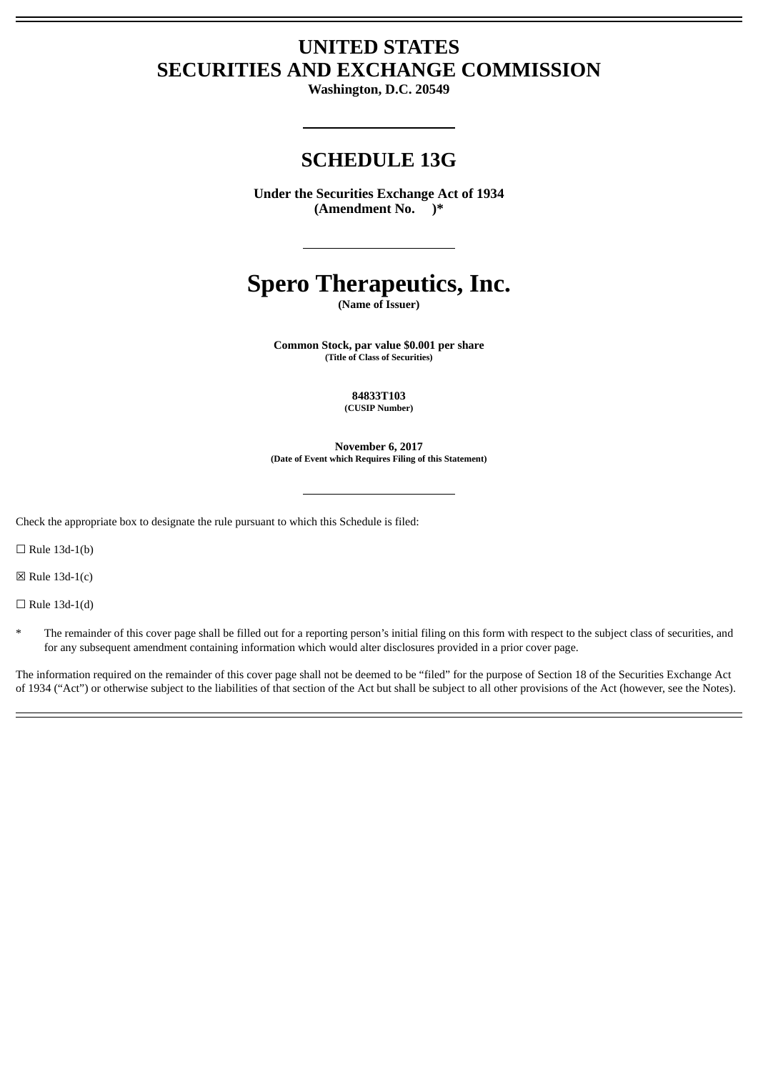# UNITED STATES
# SECURITIES AND EXCHANGE COMMISSION

**Washington, D.C. 20549**

---

## SCHEDULE 13G

**Under the Securities Exchange Act of 1934**
**(Amendment No. )***

---

# Spero Therapeutics, Inc.

**(Name of Issuer)**

**Common Stock, par value $0.001 per share**
**(Title of Class of Securities)**

**84833T103**
**(CUSIP Number)**

**November 6, 2017**
**(Date of Event which Requires Filing of this Statement)**

---

Check the appropriate box to designate the rule pursuant to which this Schedule is filed:

☐ Rule 13d-1(b)

☒ Rule 13d-1(c)

☐ Rule 13d-1(d)

\* The remainder of this cover page shall be filled out for a reporting person's initial filing on this form with respect to the subject class of securities, and for any subsequent amendment containing information which would alter disclosures provided in a prior cover page.

The information required on the remainder of this cover page shall not be deemed to be "filed" for the purpose of Section 18 of the Securities Exchange Act of 1934 ("Act") or otherwise subject to the liabilities of that section of the Act but shall be subject to all other provisions of the Act (however, see the Notes).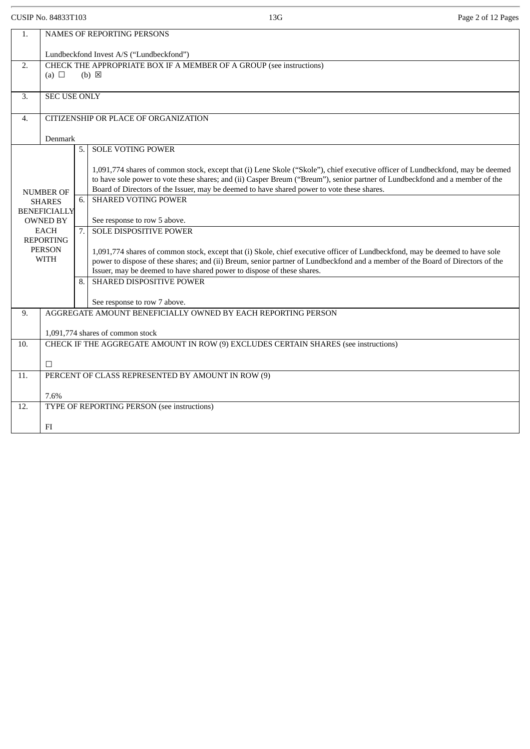CUSIP No. 84833T103 13G

| | | | |
|---|---|---|---|
| 1. | NAMES OF REPORTING PERSONS<br><br>Lundbeckfond Invest A/S ("Lundbeckfond") | | |
| 2. | CHECK THE APPROPRIATE BOX IF A MEMBER OF A GROUP (see instructions)<br>(a) ☐ (b) ☒ | | |
| 3. | SEC USE ONLY | | |
| 4. | CITIZENSHIP OR PLACE OF ORGANIZATION<br><br>Denmark | | |
| NUMBER OF SHARES BENEFICIALLY OWNED BY EACH REPORTING PERSON WITH | | 5. | SOLE VOTING POWER<br><br>1,091,774 shares of common stock, except that (i) Lene Skole ("Skole"), chief executive officer of Lundbeckfond, may be deemed to have sole power to vote these shares; and (ii) Casper Breum ("Breum"), senior partner of Lundbeckfond and a member of the Board of Directors of the Issuer, may be deemed to have shared power to vote these shares. |
| | | 6. | SHARED VOTING POWER<br><br>See response to row 5 above. |
| | | 7. | SOLE DISPOSITIVE POWER<br><br>1,091,774 shares of common stock, except that (i) Skole, chief executive officer of Lundbeckfond, may be deemed to have sole power to dispose of these shares; and (ii) Breum, senior partner of Lundbeckfond and a member of the Board of Directors of the Issuer, may be deemed to have shared power to dispose of these shares. |
| | | 8. | SHARED DISPOSITIVE POWER<br><br>See response to row 7 above. |
| 9. | AGGREGATE AMOUNT BENEFICIALLY OWNED BY EACH REPORTING PERSON<br><br>1,091,774 shares of common stock | | |
| 10. | CHECK IF THE AGGREGATE AMOUNT IN ROW (9) EXCLUDES CERTAIN SHARES (see instructions)<br><br>☐ | | |
| 11. | PERCENT OF CLASS REPRESENTED BY AMOUNT IN ROW (9)<br><br>7.6% | | |
| 12. | TYPE OF REPORTING PERSON (see instructions)<br><br>FI | | |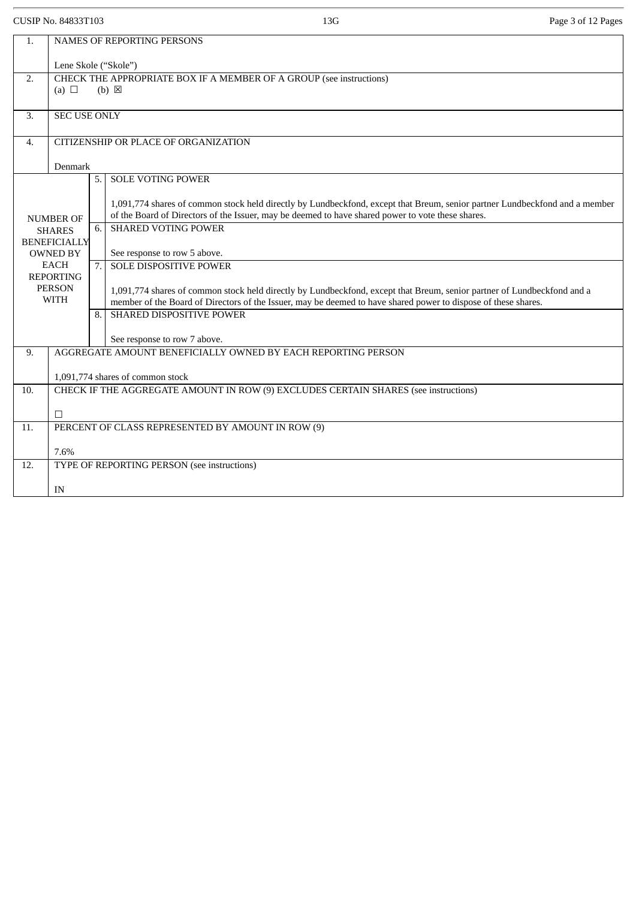| | | | |
|---|---|---|---|
| 1. | NAMES OF REPORTING PERSONS<br><br>Lene Skole ("Skole") | | |
| 2. | CHECK THE APPROPRIATE BOX IF A MEMBER OF A GROUP (see instructions)<br>(a) ☐ (b) ☒ | | |
| 3. | SEC USE ONLY | | |
| 4. | CITIZENSHIP OR PLACE OF ORGANIZATION<br><br>Denmark | | |
| NUMBER OF SHARES BENEFICIALLY OWNED BY EACH REPORTING PERSON WITH | | 5. | SOLE VOTING POWER<br><br>1,091,774 shares of common stock held directly by Lundbeckfond, except that Breum, senior partner Lundbeckfond and a member of the Board of Directors of the Issuer, may be deemed to have shared power to vote these shares. |
| | | 6. | SHARED VOTING POWER<br><br>See response to row 5 above. |
| | | 7. | SOLE DISPOSITIVE POWER<br><br>1,091,774 shares of common stock held directly by Lundbeckfond, except that Breum, senior partner of Lundbeckfond and a member of the Board of Directors of the Issuer, may be deemed to have shared power to dispose of these shares. |
| | | 8. | SHARED DISPOSITIVE POWER<br><br>See response to row 7 above. |
| 9. | AGGREGATE AMOUNT BENEFICIALLY OWNED BY EACH REPORTING PERSON<br><br>1,091,774 shares of common stock | | |
| 10. | CHECK IF THE AGGREGATE AMOUNT IN ROW (9) EXCLUDES CERTAIN SHARES (see instructions)<br><br>☐ | | |
| 11. | PERCENT OF CLASS REPRESENTED BY AMOUNT IN ROW (9)<br><br>7.6% | | |
| 12. | TYPE OF REPORTING PERSON (see instructions)<br><br>IN | | |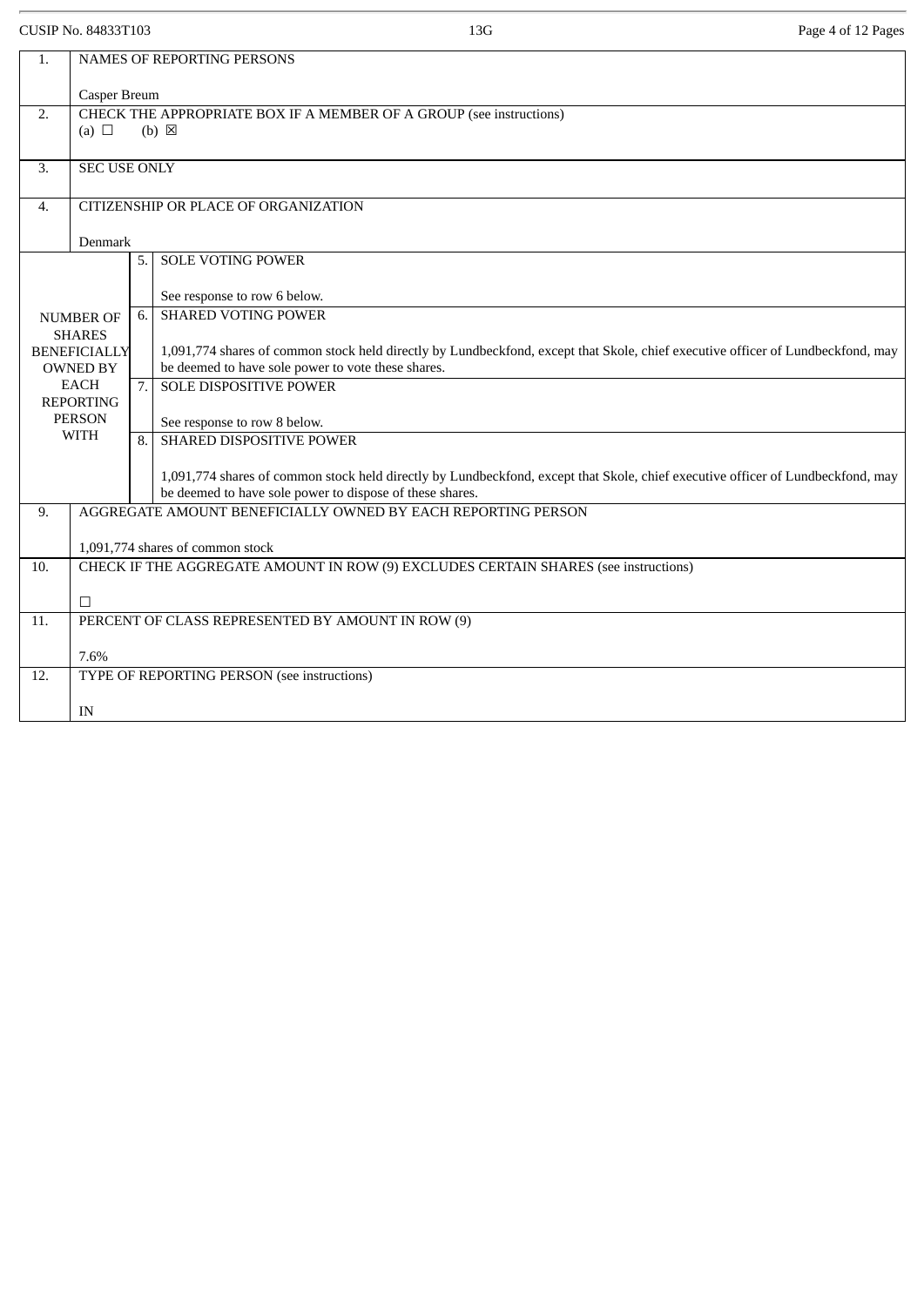| 1. | NAMES OF REPORTING PERSONS<br><br>Casper Breum | |
|---|---|---|
| 2. | CHECK THE APPROPRIATE BOX IF A MEMBER OF A GROUP (see instructions)<br>(a) ☐ (b) ☒ | |
| 3. | SEC USE ONLY | |
| 4. | CITIZENSHIP OR PLACE OF ORGANIZATION<br><br>Denmark | |
| NUMBER OF SHARES BENEFICIALLY OWNED BY EACH REPORTING PERSON WITH | 5. | SOLE VOTING POWER<br><br>See response to row 6 below. |
| | 6. | SHARED VOTING POWER<br><br>1,091,774 shares of common stock held directly by Lundbeckfond, except that Skole, chief executive officer of Lundbeckfond, may be deemed to have sole power to vote these shares. |
| | 7. | SOLE DISPOSITIVE POWER<br><br>See response to row 8 below. |
| | 8. | SHARED DISPOSITIVE POWER<br><br>1,091,774 shares of common stock held directly by Lundbeckfond, except that Skole, chief executive officer of Lundbeckfond, may be deemed to have sole power to dispose of these shares. |
| 9. | AGGREGATE AMOUNT BENEFICIALLY OWNED BY EACH REPORTING PERSON<br><br>1,091,774 shares of common stock | |
| 10. | CHECK IF THE AGGREGATE AMOUNT IN ROW (9) EXCLUDES CERTAIN SHARES (see instructions)<br><br>☐ | |
| 11. | PERCENT OF CLASS REPRESENTED BY AMOUNT IN ROW (9)<br><br>7.6% | |
| 12. | TYPE OF REPORTING PERSON (see instructions)<br><br>IN | |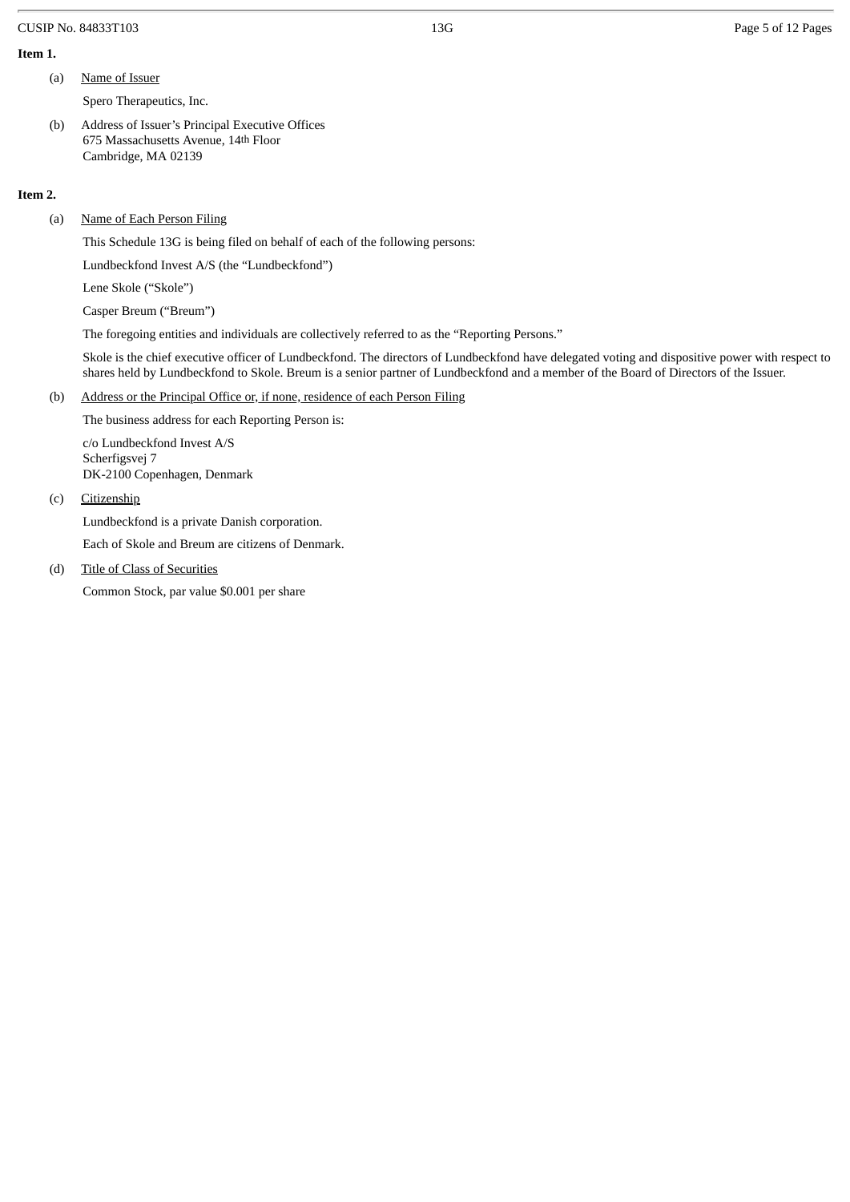**Item 1.**

(a) Name of Issuer

Spero Therapeutics, Inc.

(b) Address of Issuer's Principal Executive Offices
675 Massachusetts Avenue, 14th Floor
Cambridge, MA 02139

**Item 2.**

(a) Name of Each Person Filing

This Schedule 13G is being filed on behalf of each of the following persons:

Lundbeckfond Invest A/S (the "Lundbeckfond")

Lene Skole ("Skole")

Casper Breum ("Breum")

The foregoing entities and individuals are collectively referred to as the "Reporting Persons."

Skole is the chief executive officer of Lundbeckfond. The directors of Lundbeckfond have delegated voting and dispositive power with respect to shares held by Lundbeckfond to Skole. Breum is a senior partner of Lundbeckfond and a member of the Board of Directors of the Issuer.

(b) Address or the Principal Office or, if none, residence of each Person Filing

The business address for each Reporting Person is:

c/o Lundbeckfond Invest A/S
Scherfigsvej 7
DK-2100 Copenhagen, Denmark

(c) Citizenship

Lundbeckfond is a private Danish corporation.

Each of Skole and Breum are citizens of Denmark.

(d) Title of Class of Securities

Common Stock, par value $0.001 per share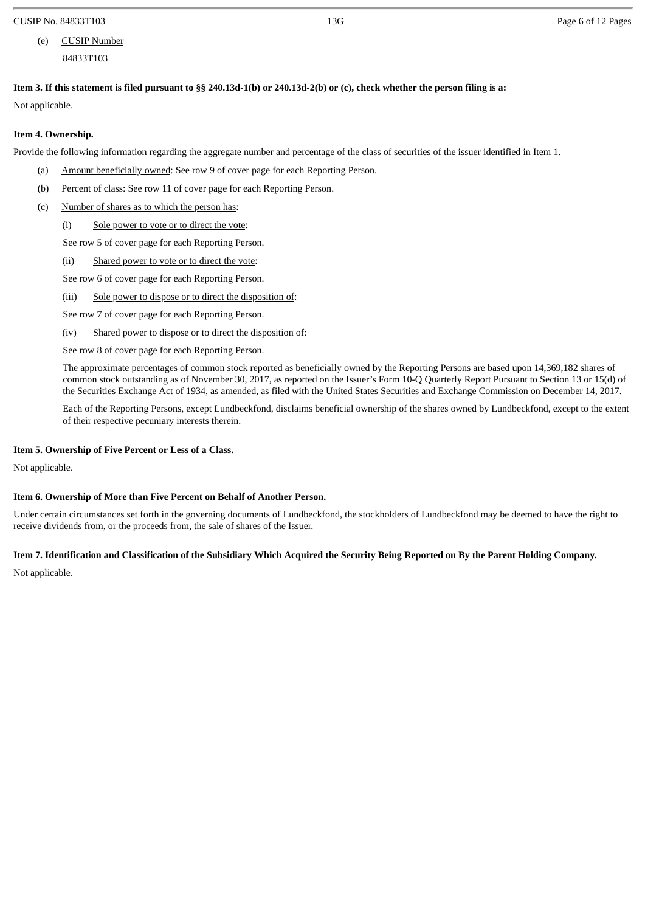(e) CUSIP Number

84833T103

**Item 3. If this statement is filed pursuant to §§ 240.13d-1(b) or 240.13d-2(b) or (c), check whether the person filing is a:**

Not applicable.

**Item 4. Ownership.**

Provide the following information regarding the aggregate number and percentage of the class of securities of the issuer identified in Item 1.

(a) Amount beneficially owned: See row 9 of cover page for each Reporting Person.

(b) Percent of class: See row 11 of cover page for each Reporting Person.

(c) Number of shares as to which the person has:

(i) Sole power to vote or to direct the vote:

See row 5 of cover page for each Reporting Person.

(ii) Shared power to vote or to direct the vote:

See row 6 of cover page for each Reporting Person.

(iii) Sole power to dispose or to direct the disposition of:

See row 7 of cover page for each Reporting Person.

(iv) Shared power to dispose or to direct the disposition of:

See row 8 of cover page for each Reporting Person.

The approximate percentages of common stock reported as beneficially owned by the Reporting Persons are based upon 14,369,182 shares of common stock outstanding as of November 30, 2017, as reported on the Issuer's Form 10-Q Quarterly Report Pursuant to Section 13 or 15(d) of the Securities Exchange Act of 1934, as amended, as filed with the United States Securities and Exchange Commission on December 14, 2017.

Each of the Reporting Persons, except Lundbeckfond, disclaims beneficial ownership of the shares owned by Lundbeckfond, except to the extent of their respective pecuniary interests therein.

**Item 5. Ownership of Five Percent or Less of a Class.**

Not applicable.

**Item 6. Ownership of More than Five Percent on Behalf of Another Person.**

Under certain circumstances set forth in the governing documents of Lundbeckfond, the stockholders of Lundbeckfond may be deemed to have the right to receive dividends from, or the proceeds from, the sale of shares of the Issuer.

**Item 7. Identification and Classification of the Subsidiary Which Acquired the Security Being Reported on By the Parent Holding Company.**

Not applicable.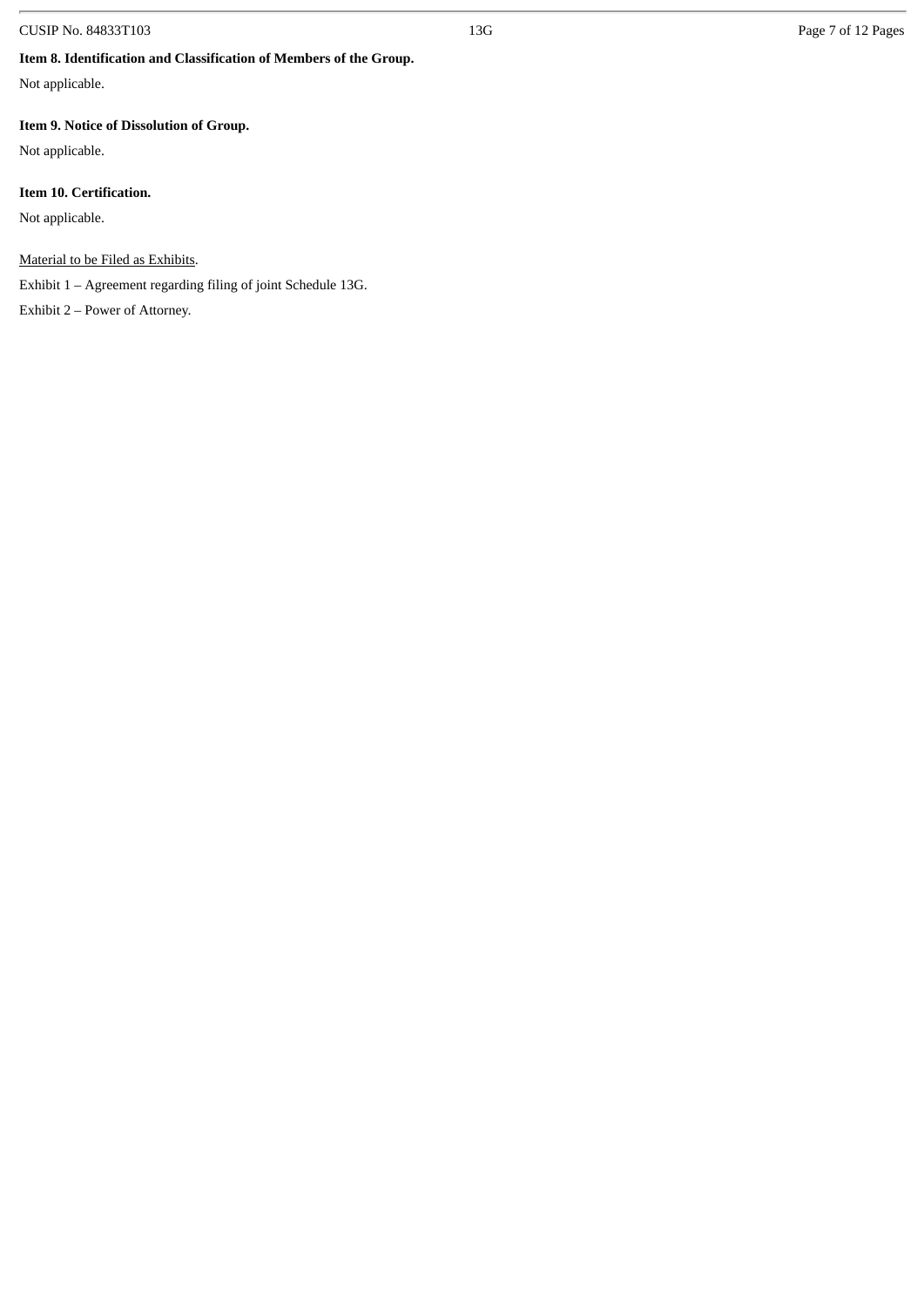**Item 8. Identification and Classification of Members of the Group.**

Not applicable.

**Item 9. Notice of Dissolution of Group.**

Not applicable.

**Item 10. Certification.**

Not applicable.

Material to be Filed as Exhibits.

Exhibit 1 – Agreement regarding filing of joint Schedule 13G.

Exhibit 2 – Power of Attorney.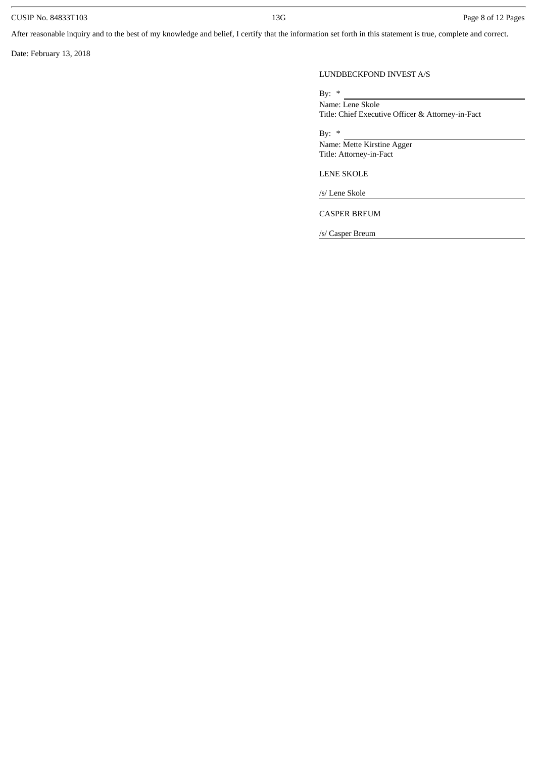After reasonable inquiry and to the best of my knowledge and belief, I certify that the information set forth in this statement is true, complete and correct.

Date: February 13, 2018

LUNDBECKFOND INVEST A/S

By: * \_\_\_\_\_\_\_\_\_\_\_\_\_\_\_\_\_\_\_\_\_\_\_\_\_\_\_\_\_\_
Name: Lene Skole
Title: Chief Executive Officer & Attorney-in-Fact

By: * \_\_\_\_\_\_\_\_\_\_\_\_\_\_\_\_\_\_\_\_\_\_\_\_\_\_\_\_\_\_
Name: Mette Kirstine Agger
Title: Attorney-in-Fact

LENE SKOLE

/s/ Lene Skole

CASPER BREUM

/s/ Casper Breum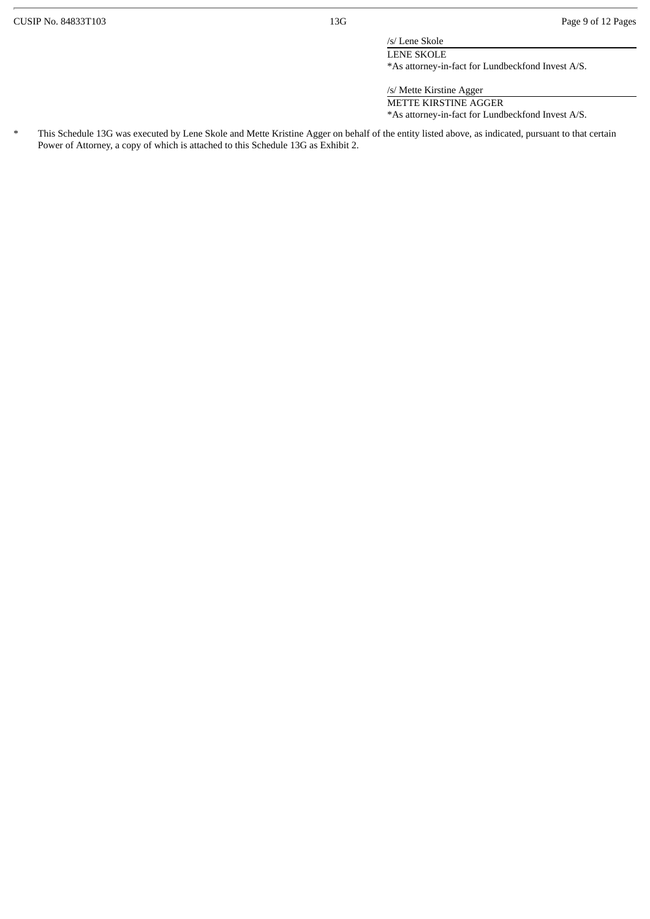/s/ Lene Skole

LENE SKOLE

*As attorney-in-fact for Lundbeckfond Invest A/S.

/s/ Mette Kirstine Agger

METTE KIRSTINE AGGER

*As attorney-in-fact for Lundbeckfond Invest A/S.

\* This Schedule 13G was executed by Lene Skole and Mette Kristine Agger on behalf of the entity listed above, as indicated, pursuant to that certain Power of Attorney, a copy of which is attached to this Schedule 13G as Exhibit 2.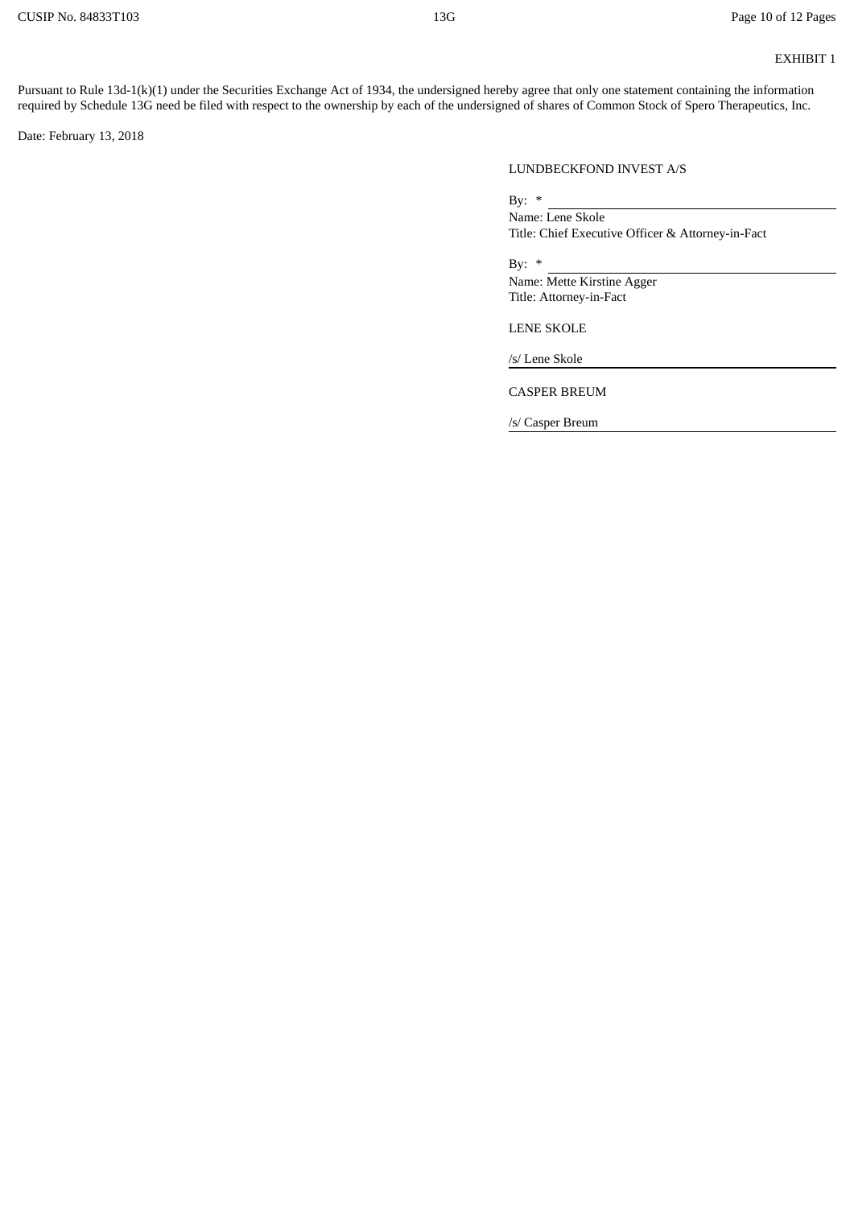EXHIBIT 1

Pursuant to Rule 13d-1(k)(1) under the Securities Exchange Act of 1934, the undersigned hereby agree that only one statement containing the information required by Schedule 13G need be filed with respect to the ownership by each of the undersigned of shares of Common Stock of Spero Therapeutics, Inc.

Date: February 13, 2018

LUNDBECKFOND INVEST A/S

By: * \_\_\_\_\_\_\_\_\_\_\_\_\_\_\_\_\_\_\_\_
Name: Lene Skole
Title: Chief Executive Officer & Attorney-in-Fact

By: * \_\_\_\_\_\_\_\_\_\_\_\_\_\_\_\_\_\_\_\_
Name: Mette Kirstine Agger
Title: Attorney-in-Fact

LENE SKOLE

/s/ Lene Skole

CASPER BREUM

/s/ Casper Breum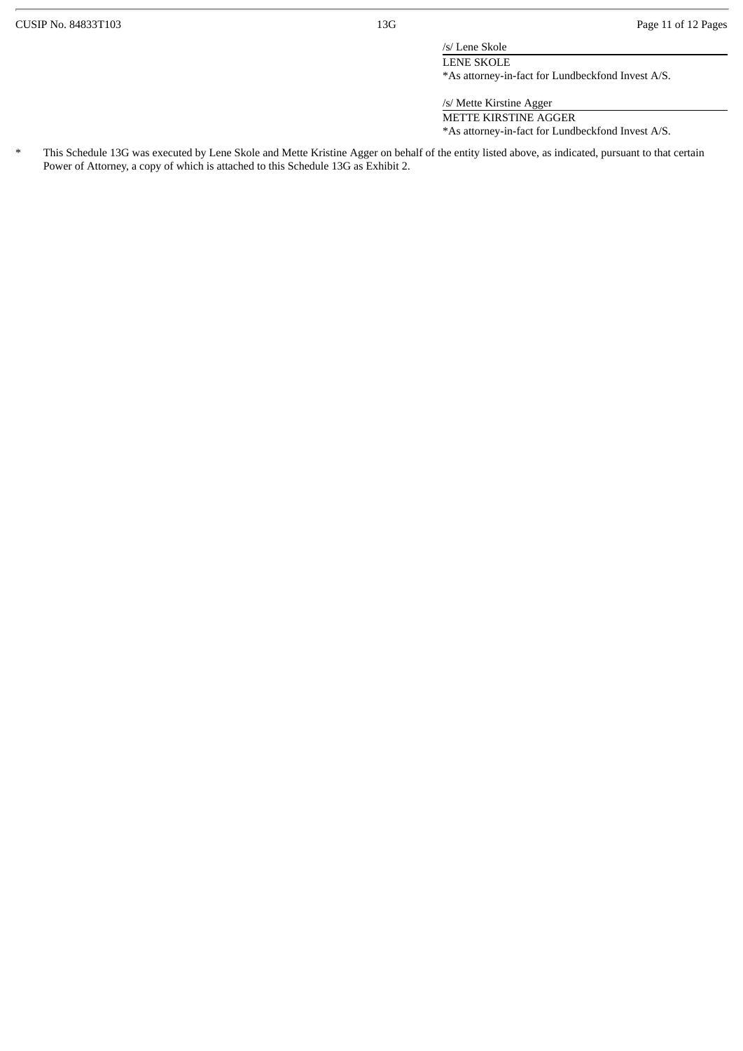/s/ Lene Skole

LENE SKOLE

*As attorney-in-fact for Lundbeckfond Invest A/S.

/s/ Mette Kirstine Agger

METTE KIRSTINE AGGER

*As attorney-in-fact for Lundbeckfond Invest A/S.

\* This Schedule 13G was executed by Lene Skole and Mette Kristine Agger on behalf of the entity listed above, as indicated, pursuant to that certain Power of Attorney, a copy of which is attached to this Schedule 13G as Exhibit 2.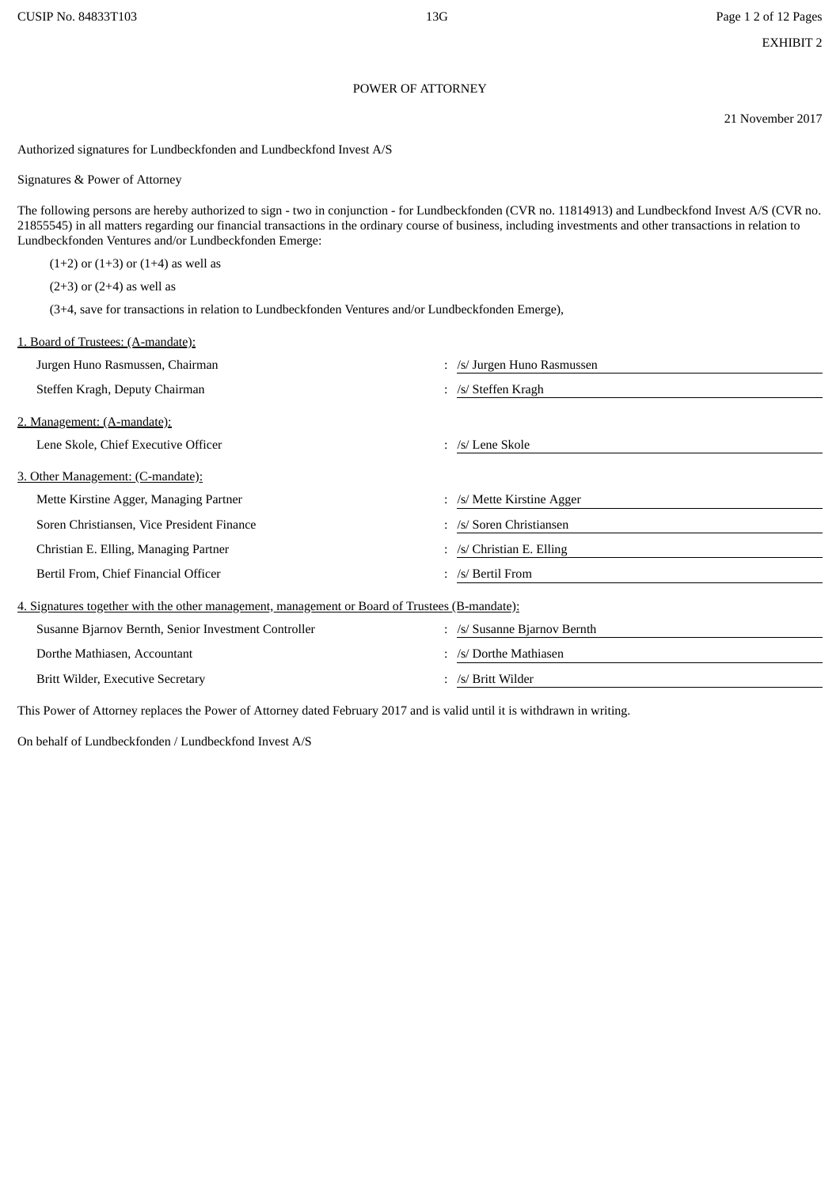EXHIBIT 2

# POWER OF ATTORNEY

21 November 2017

Authorized signatures for Lundbeckfonden and Lundbeckfond Invest A/S

Signatures & Power of Attorney

The following persons are hereby authorized to sign - two in conjunction - for Lundbeckfonden (CVR no. 11814913) and Lundbeckfond Invest A/S (CVR no. 21855545) in all matters regarding our financial transactions in the ordinary course of business, including investments and other transactions in relation to Lundbeckfonden Ventures and/or Lundbeckfonden Emerge:

(1+2) or (1+3) or (1+4) as well as

(2+3) or (2+4) as well as

(3+4, save for transactions in relation to Lundbeckfonden Ventures and/or Lundbeckfonden Emerge),

1. Board of Trustees: (A-mandate):

| | |
|---|---|
| Jurgen Huno Rasmussen, Chairman | : /s/ Jurgen Huno Rasmussen |
| Steffen Kragh, Deputy Chairman | : /s/ Steffen Kragh |

2. Management: (A-mandate):

| | |
|---|---|
| Lene Skole, Chief Executive Officer | : /s/ Lene Skole |

3. Other Management: (C-mandate):

| | |
|---|---|
| Mette Kirstine Agger, Managing Partner | : /s/ Mette Kirstine Agger |
| Soren Christiansen, Vice President Finance | : /s/ Soren Christiansen |
| Christian E. Elling, Managing Partner | : /s/ Christian E. Elling |
| Bertil From, Chief Financial Officer | : /s/ Bertil From |

4. Signatures together with the other management, management or Board of Trustees (B-mandate):

| | |
|---|---|
| Susanne Bjarnov Bernth, Senior Investment Controller | : /s/ Susanne Bjarnov Bernth |
| Dorthe Mathiasen, Accountant | : /s/ Dorthe Mathiasen |
| Britt Wilder, Executive Secretary | : /s/ Britt Wilder |

This Power of Attorney replaces the Power of Attorney dated February 2017 and is valid until it is withdrawn in writing.

On behalf of Lundbeckfonden / Lundbeckfond Invest A/S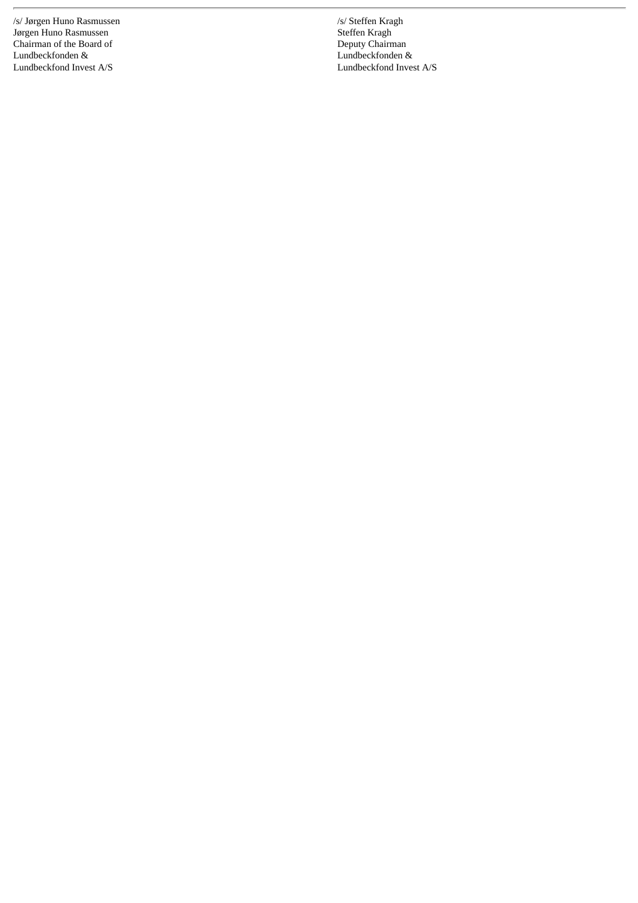/s/ Jørgen Huno Rasmussen
Jørgen Huno Rasmussen
Chairman of the Board of
Lundbeckfonden &
Lundbeckfond Invest A/S

/s/ Steffen Kragh
Steffen Kragh
Deputy Chairman
Lundbeckfonden &
Lundbeckfond Invest A/S